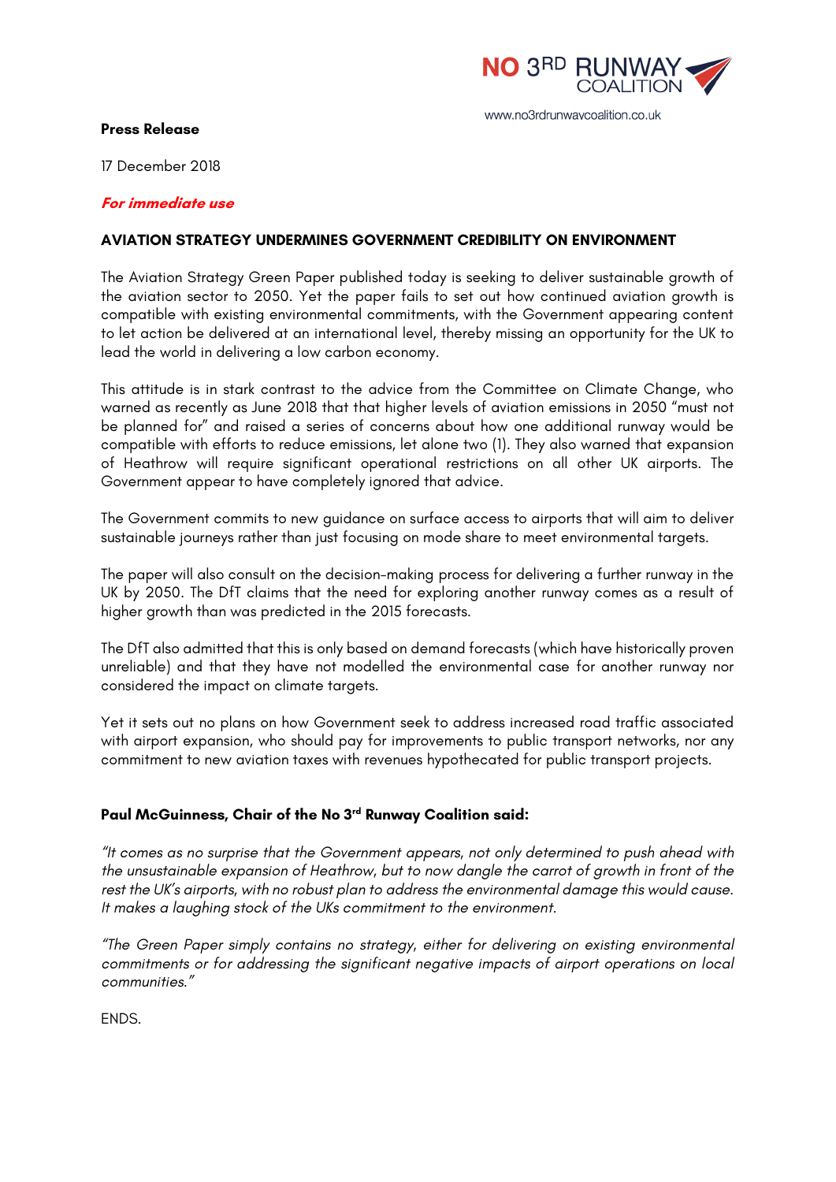NO 3RD RUNWAY COALITION

www.no3rdrunwaycoalition.co.uk

**Press Release**

17 December 2018

***For immediate use***

**AVIATION STRATEGY UNDERMINES GOVERNMENT CREDIBILITY ON ENVIRONMENT**

The Aviation Strategy Green Paper published today is seeking to deliver sustainable growth of the aviation sector to 2050. Yet the paper fails to set out how continued aviation growth is compatible with existing environmental commitments, with the Government appearing content to let action be delivered at an international level, thereby missing an opportunity for the UK to lead the world in delivering a low carbon economy.

This attitude is in stark contrast to the advice from the Committee on Climate Change, who warned as recently as June 2018 that that higher levels of aviation emissions in 2050 "must not be planned for" and raised a series of concerns about how one additional runway would be compatible with efforts to reduce emissions, let alone two (1). They also warned that expansion of Heathrow will require significant operational restrictions on all other UK airports. The Government appear to have completely ignored that advice.

The Government commits to new guidance on surface access to airports that will aim to deliver sustainable journeys rather than just focusing on mode share to meet environmental targets.

The paper will also consult on the decision-making process for delivering a further runway in the UK by 2050. The DfT claims that the need for exploring another runway comes as a result of higher growth than was predicted in the 2015 forecasts.

The DfT also admitted that this is only based on demand forecasts (which have historically proven unreliable) and that they have not modelled the environmental case for another runway nor considered the impact on climate targets.

Yet it sets out no plans on how Government seek to address increased road traffic associated with airport expansion, who should pay for improvements to public transport networks, nor any commitment to new aviation taxes with revenues hypothecated for public transport projects.

**Paul McGuinness, Chair of the No 3rd Runway Coalition said:**

*"It comes as no surprise that the Government appears, not only determined to push ahead with the unsustainable expansion of Heathrow, but to now dangle the carrot of growth in front of the rest the UK's airports, with no robust plan to address the environmental damage this would cause. It makes a laughing stock of the UKs commitment to the environment.*

*"The Green Paper simply contains no strategy, either for delivering on existing environmental commitments or for addressing the significant negative impacts of airport operations on local communities."*

ENDS.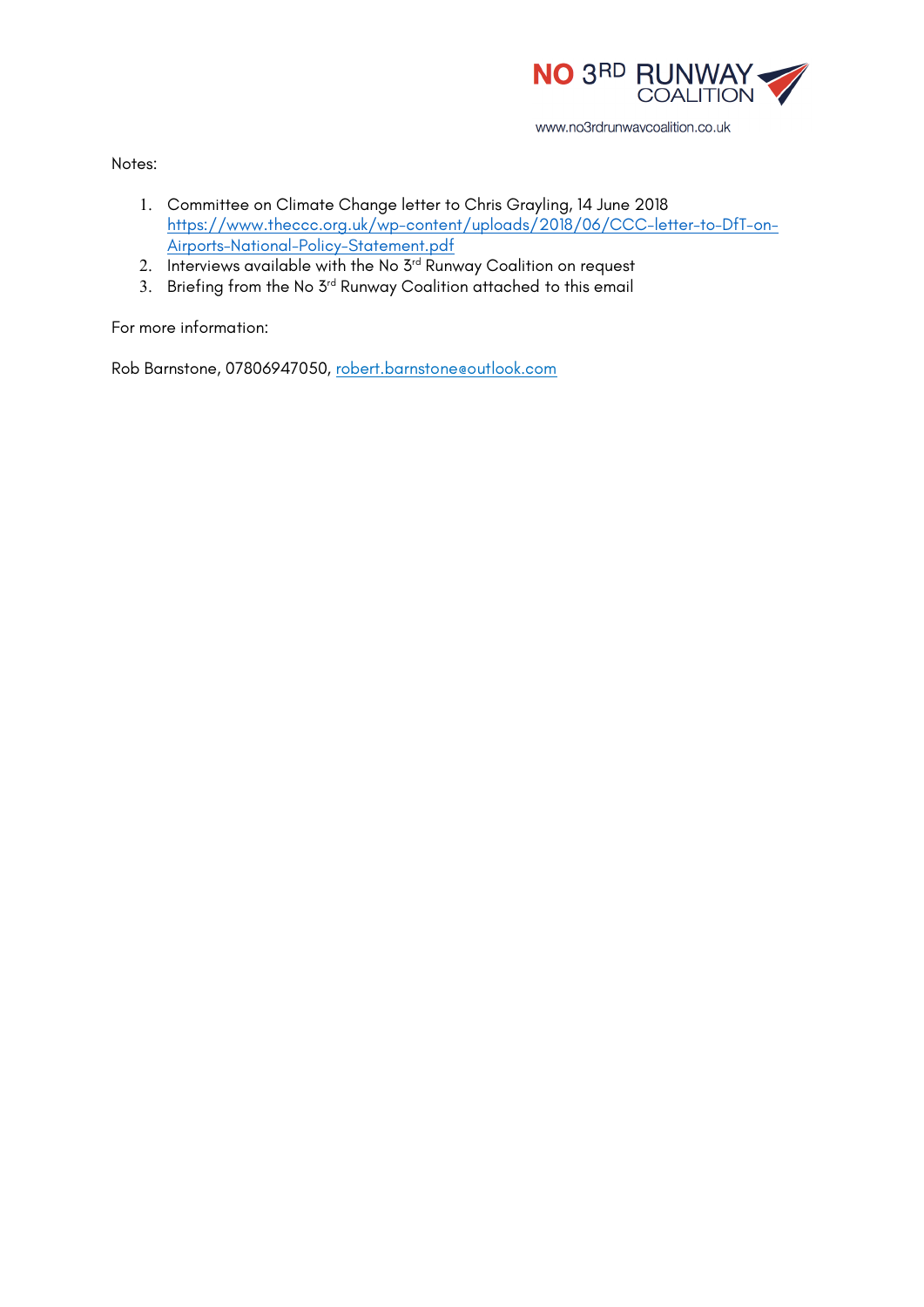Notes:

1. Committee on Climate Change letter to Chris Grayling, 14 June 2018 https://www.theccc.org.uk/wp-content/uploads/2018/06/CCC-letter-to-DfT-on-Airports-National-Policy-Statement.pdf
2. Interviews available with the No 3rd Runway Coalition on request
3. Briefing from the No 3rd Runway Coalition attached to this email

For more information:

Rob Barnstone, 07806947050, robert.barnstone@outlook.com